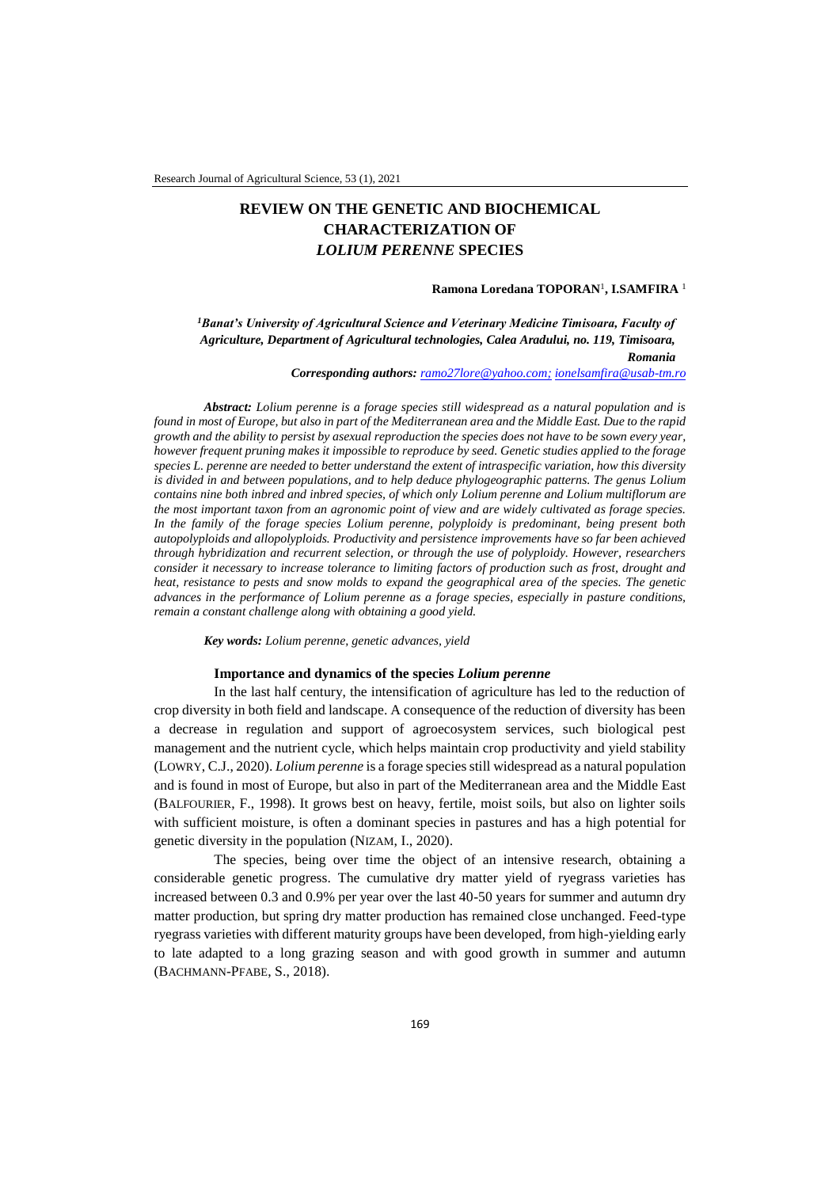# REVIEW ON THE GENETIC AND BIOCHEMICAL CHARACTERIZATION OF *LOLIUM PERENNE* SPECIES

**Ramona Loredana TOPORAN**[1], **I.SAMFIRA** [1]

*[1]Banat's University of Agricultural Science and Veterinary Medicine Timisoara, Faculty of Agriculture, Department of Agricultural technologies, Calea Aradului, no. 119, Timisoara, Romania*

***Corresponding authors:*** *ramo27lore@yahoo.com; ionelsamfira@usab-tm.ro*

***Abstract:*** *Lolium perenne is a forage species still widespread as a natural population and is found in most of Europe, but also in part of the Mediterranean area and the Middle East. Due to the rapid growth and the ability to persist by asexual reproduction the species does not have to be sown every year, however frequent pruning makes it impossible to reproduce by seed. Genetic studies applied to the forage species L. perenne are needed to better understand the extent of intraspecific variation, how this diversity is divided in and between populations, and to help deduce phylogeographic patterns. The genus Lolium contains nine both inbred and inbred species, of which only Lolium perenne and Lolium multiflorum are the most important taxon from an agronomic point of view and are widely cultivated as forage species. In the family of the forage species Lolium perenne, polyploidy is predominant, being present both autopolyploids and allopolyploids. Productivity and persistence improvements have so far been achieved through hybridization and recurrent selection, or through the use of polyploidy. However, researchers consider it necessary to increase tolerance to limiting factors of production such as frost, drought and heat, resistance to pests and snow molds to expand the geographical area of the species. The genetic advances in the performance of Lolium perenne as a forage species, especially in pasture conditions, remain a constant challenge along with obtaining a good yield.*

***Key words:*** *Lolium perenne, genetic advances, yield*

## Importance and dynamics of the species *Lolium perenne*

In the last half century, the intensification of agriculture has led to the reduction of crop diversity in both field and landscape. A consequence of the reduction of diversity has been a decrease in regulation and support of agroecosystem services, such biological pest management and the nutrient cycle, which helps maintain crop productivity and yield stability (LOWRY, C.J., 2020). *Lolium perenne* is a forage species still widespread as a natural population and is found in most of Europe, but also in part of the Mediterranean area and the Middle East (BALFOURIER, F., 1998). It grows best on heavy, fertile, moist soils, but also on lighter soils with sufficient moisture, is often a dominant species in pastures and has a high potential for genetic diversity in the population (NIZAM, I., 2020).

The species, being over time the object of an intensive research, obtaining a considerable genetic progress. The cumulative dry matter yield of ryegrass varieties has increased between 0.3 and 0.9% per year over the last 40-50 years for summer and autumn dry matter production, but spring dry matter production has remained close unchanged. Feed-type ryegrass varieties with different maturity groups have been developed, from high-yielding early to late adapted to a long grazing season and with good growth in summer and autumn (BACHMANN-PFABE, S., 2018).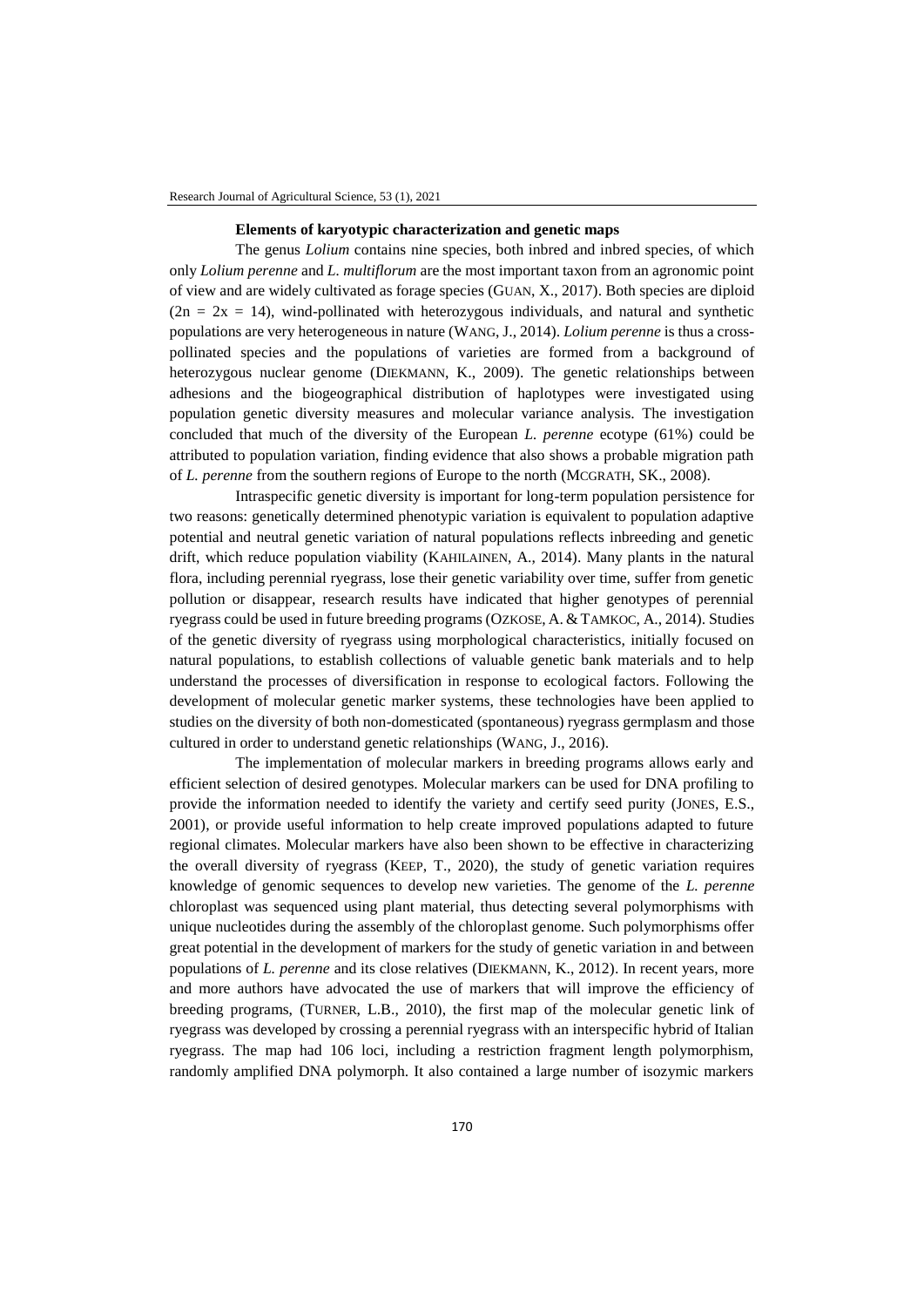### **Elements of karyotypic characterization and genetic maps**

The genus *Lolium* contains nine species, both inbred and inbred species, of which only *Lolium perenne* and *L. multiflorum* are the most important taxon from an agronomic point of view and are widely cultivated as forage species (GUAN, X., 2017). Both species are diploid ($2n = 2x = 14$), wind-pollinated with heterozygous individuals, and natural and synthetic populations are very heterogeneous in nature (WANG, J., 2014). *Lolium perenne* is thus a cross-pollinated species and the populations of varieties are formed from a background of heterozygous nuclear genome (DIEKMANN, K., 2009). The genetic relationships between adhesions and the biogeographical distribution of haplotypes were investigated using population genetic diversity measures and molecular variance analysis. The investigation concluded that much of the diversity of the European *L. perenne* ecotype (61%) could be attributed to population variation, finding evidence that also shows a probable migration path of *L. perenne* from the southern regions of Europe to the north (MCGRATH, SK., 2008).

Intraspecific genetic diversity is important for long-term population persistence for two reasons: genetically determined phenotypic variation is equivalent to population adaptive potential and neutral genetic variation of natural populations reflects inbreeding and genetic drift, which reduce population viability (KAHILAINEN, A., 2014). Many plants in the natural flora, including perennial ryegrass, lose their genetic variability over time, suffer from genetic pollution or disappear, research results have indicated that higher genotypes of perennial ryegrass could be used in future breeding programs (OZKOSE, A. & TAMKOC, A., 2014). Studies of the genetic diversity of ryegrass using morphological characteristics, initially focused on natural populations, to establish collections of valuable genetic bank materials and to help understand the processes of diversification in response to ecological factors. Following the development of molecular genetic marker systems, these technologies have been applied to studies on the diversity of both non-domesticated (spontaneous) ryegrass germplasm and those cultured in order to understand genetic relationships (WANG, J., 2016).

The implementation of molecular markers in breeding programs allows early and efficient selection of desired genotypes. Molecular markers can be used for DNA profiling to provide the information needed to identify the variety and certify seed purity (JONES, E.S., 2001), or provide useful information to help create improved populations adapted to future regional climates. Molecular markers have also been shown to be effective in characterizing the overall diversity of ryegrass (KEEP, T., 2020), the study of genetic variation requires knowledge of genomic sequences to develop new varieties. The genome of the *L. perenne* chloroplast was sequenced using plant material, thus detecting several polymorphisms with unique nucleotides during the assembly of the chloroplast genome. Such polymorphisms offer great potential in the development of markers for the study of genetic variation in and between populations of *L. perenne* and its close relatives (DIEKMANN, K., 2012). In recent years, more and more authors have advocated the use of markers that will improve the efficiency of breeding programs, (TURNER, L.B., 2010), the first map of the molecular genetic link of ryegrass was developed by crossing a perennial ryegrass with an interspecific hybrid of Italian ryegrass. The map had 106 loci, including a restriction fragment length polymorphism, randomly amplified DNA polymorph. It also contained a large number of isozymic markers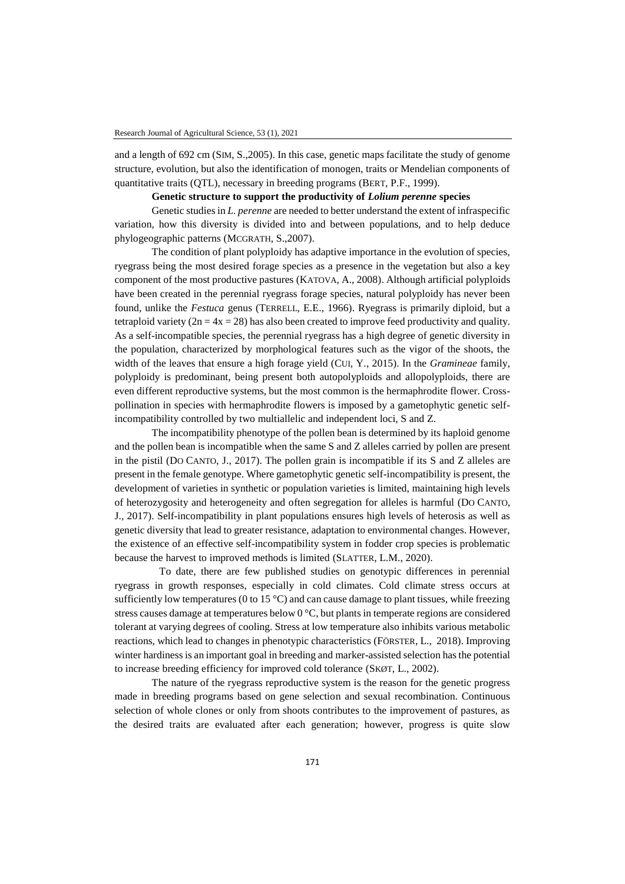and a length of 692 cm (SIM, S.,2005). In this case, genetic maps facilitate the study of genome structure, evolution, but also the identification of monogen, traits or Mendelian components of quantitative traits (QTL), necessary in breeding programs (BERT, P.F., 1999).

**Genetic structure to support the productivity of *Lolium perenne* species**

Genetic studies in *L. perenne* are needed to better understand the extent of infraspecific variation, how this diversity is divided into and between populations, and to help deduce phylogeographic patterns (MCGRATH, S.,2007).

The condition of plant polyploidy has adaptive importance in the evolution of species, ryegrass being the most desired forage species as a presence in the vegetation but also a key component of the most productive pastures (KATOVA, A., 2008). Although artificial polyploids have been created in the perennial ryegrass forage species, natural polyploidy has never been found, unlike the *Festuca* genus (TERRELL, E.E., 1966). Ryegrass is primarily diploid, but a tetraploid variety ($2n = 4x = 28$) has also been created to improve feed productivity and quality. As a self-incompatible species, the perennial ryegrass has a high degree of genetic diversity in the population, characterized by morphological features such as the vigor of the shoots, the width of the leaves that ensure a high forage yield (CUI, Y., 2015). In the *Gramineae* family, polyploidy is predominant, being present both autopolyploids and allopolyploids, there are even different reproductive systems, but the most common is the hermaphrodite flower. Cross-pollination in species with hermaphrodite flowers is imposed by a gametophytic genetic self-incompatibility controlled by two multiallelic and independent loci, S and Z.

The incompatibility phenotype of the pollen bean is determined by its haploid genome and the pollen bean is incompatible when the same S and Z alleles carried by pollen are present in the pistil (DO CANTO, J., 2017). The pollen grain is incompatible if its S and Z alleles are present in the female genotype. Where gametophytic genetic self-incompatibility is present, the development of varieties in synthetic or population varieties is limited, maintaining high levels of heterozygosity and heterogeneity and often segregation for alleles is harmful (DO CANTO, J., 2017). Self-incompatibility in plant populations ensures high levels of heterosis as well as genetic diversity that lead to greater resistance, adaptation to environmental changes. However, the existence of an effective self-incompatibility system in fodder crop species is problematic because the harvest to improved methods is limited (SLATTER, L.M., 2020).

To date, there are few published studies on genotypic differences in perennial ryegrass in growth responses, especially in cold climates. Cold climate stress occurs at sufficiently low temperatures (0 to 15 °C) and can cause damage to plant tissues, while freezing stress causes damage at temperatures below 0 °C, but plants in temperate regions are considered tolerant at varying degrees of cooling. Stress at low temperature also inhibits various metabolic reactions, which lead to changes in phenotypic characteristics (FÖRSTER, L., 2018). Improving winter hardiness is an important goal in breeding and marker-assisted selection has the potential to increase breeding efficiency for improved cold tolerance (SKØT, L., 2002).

The nature of the ryegrass reproductive system is the reason for the genetic progress made in breeding programs based on gene selection and sexual recombination. Continuous selection of whole clones or only from shoots contributes to the improvement of pastures, as the desired traits are evaluated after each generation; however, progress is quite slow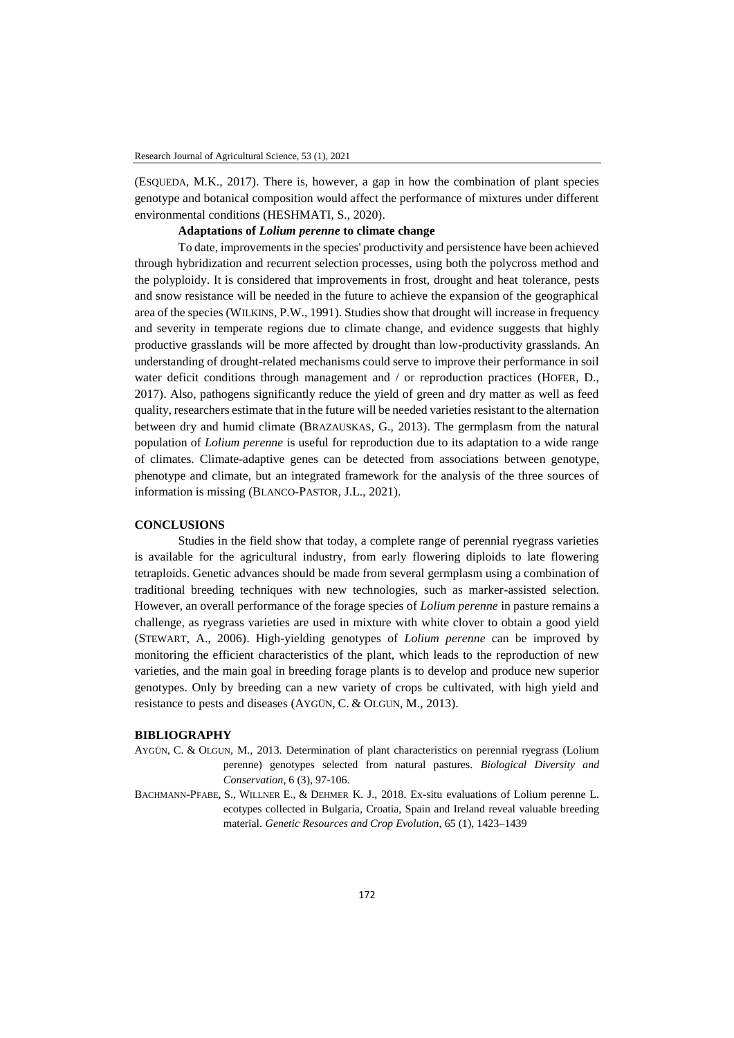(ESQUEDA, M.K., 2017). There is, however, a gap in how the combination of plant species genotype and botanical composition would affect the performance of mixtures under different environmental conditions (HESHMATI, S., 2020).

**Adaptations of *Lolium perenne* to climate change**

To date, improvements in the species' productivity and persistence have been achieved through hybridization and recurrent selection processes, using both the polycross method and the polyploidy. It is considered that improvements in frost, drought and heat tolerance, pests and snow resistance will be needed in the future to achieve the expansion of the geographical area of the species (WILKINS, P.W., 1991). Studies show that drought will increase in frequency and severity in temperate regions due to climate change, and evidence suggests that highly productive grasslands will be more affected by drought than low-productivity grasslands. An understanding of drought-related mechanisms could serve to improve their performance in soil water deficit conditions through management and / or reproduction practices (HOFER, D., 2017). Also, pathogens significantly reduce the yield of green and dry matter as well as feed quality, researchers estimate that in the future will be needed varieties resistant to the alternation between dry and humid climate (BRAZAUSKAS, G., 2013). The germplasm from the natural population of *Lolium perenne* is useful for reproduction due to its adaptation to a wide range of climates. Climate-adaptive genes can be detected from associations between genotype, phenotype and climate, but an integrated framework for the analysis of the three sources of information is missing (BLANCO-PASTOR, J.L., 2021).

## CONCLUSIONS

Studies in the field show that today, a complete range of perennial ryegrass varieties is available for the agricultural industry, from early flowering diploids to late flowering tetraploids. Genetic advances should be made from several germplasm using a combination of traditional breeding techniques with new technologies, such as marker-assisted selection. However, an overall performance of the forage species of *Lolium perenne* in pasture remains a challenge, as ryegrass varieties are used in mixture with white clover to obtain a good yield (STEWART, A., 2006). High-yielding genotypes of *Lolium perenne* can be improved by monitoring the efficient characteristics of the plant, which leads to the reproduction of new varieties, and the main goal in breeding forage plants is to develop and produce new superior genotypes. Only by breeding can a new variety of crops be cultivated, with high yield and resistance to pests and diseases (AYGÜN, C. & OLGUN, M., 2013).

## BIBLIOGRAPHY

AYGÜN, C. & OLGUN, M., 2013. Determination of plant characteristics on perennial ryegrass (Lolium perenne) genotypes selected from natural pastures. *Biological Diversity and Conservation*, 6 (3), 97-106.

BACHMANN-PFABE, S., WILLNER E., & DEHMER K. J., 2018. Ex-situ evaluations of Lolium perenne L. ecotypes collected in Bulgaria, Croatia, Spain and Ireland reveal valuable breeding material. *Genetic Resources and Crop Evolution,* 65 (1), 1423–1439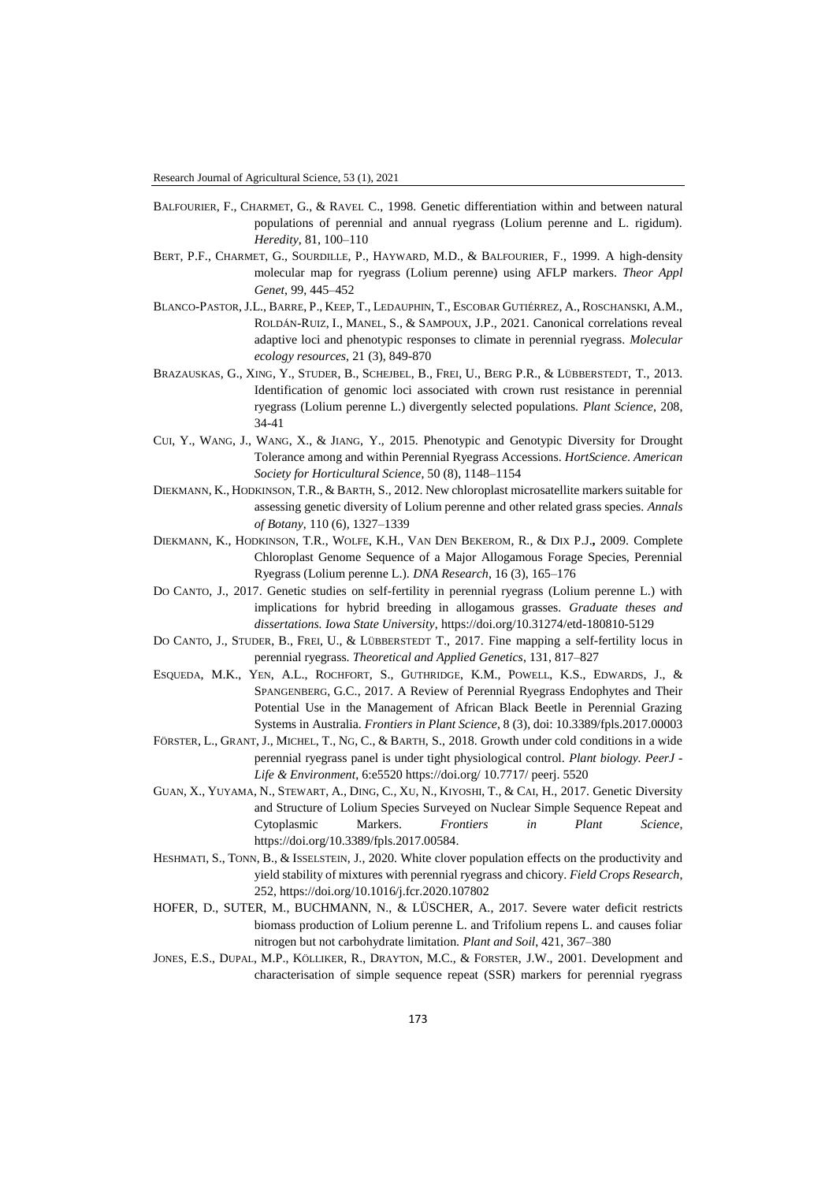BALFOURIER, F., CHARMET, G., & RAVEL C., 1998. Genetic differentiation within and between natural populations of perennial and annual ryegrass (Lolium perenne and L. rigidum). *Heredity*, 81, 100–110

BERT, P.F., CHARMET, G., SOURDILLE, P., HAYWARD, M.D., & BALFOURIER, F., 1999. A high-density molecular map for ryegrass (Lolium perenne) using AFLP markers. *Theor Appl Genet*, 99, 445–452

BLANCO-PASTOR, J.L., BARRE, P., KEEP, T., LEDAUPHIN, T., ESCOBAR GUTIÉRREZ, A., ROSCHANSKI, A.M., ROLDÁN-RUIZ, I., MANEL, S., & SAMPOUX, J.P., 2021. Canonical correlations reveal adaptive loci and phenotypic responses to climate in perennial ryegrass. *Molecular ecology resources*, 21 (3), 849-870

BRAZAUSKAS, G., XING, Y., STUDER, B., SCHEJBEL, B., FREI, U., BERG P.R., & LÜBBERSTEDT, T., 2013. Identification of genomic loci associated with crown rust resistance in perennial ryegrass (Lolium perenne L.) divergently selected populations. *Plant Science*, 208, 34-41

CUI, Y., WANG, J., WANG, X., & JIANG, Y., 2015. Phenotypic and Genotypic Diversity for Drought Tolerance among and within Perennial Ryegrass Accessions. *HortScience. American Society for Horticultural Science*, 50 (8), 1148–1154

DIEKMANN, K., HODKINSON, T.R., & BARTH, S., 2012. New chloroplast microsatellite markers suitable for assessing genetic diversity of Lolium perenne and other related grass species. *Annals of Botany*, 110 (6), 1327–1339

DIEKMANN, K., HODKINSON, T.R., WOLFE, K.H., VAN DEN BEKEROM, R., & DIX P.J**.**, 2009. Complete Chloroplast Genome Sequence of a Major Allogamous Forage Species, Perennial Ryegrass (Lolium perenne L.). *DNA Research*, 16 (3), 165–176

DO CANTO, J., 2017. Genetic studies on self-fertility in perennial ryegrass (Lolium perenne L.) with implications for hybrid breeding in allogamous grasses. *Graduate theses and dissertations. Iowa State University*, https://doi.org/10.31274/etd-180810-5129

DO CANTO, J., STUDER, B., FREI, U., & LÜBBERSTEDT T., 2017. Fine mapping a self-fertility locus in perennial ryegrass. *Theoretical and Applied Genetics*, 131, 817–827

ESQUEDA, M.K., YEN, A.L., ROCHFORT, S., GUTHRIDGE, K.M., POWELL, K.S., EDWARDS, J., & SPANGENBERG, G.C., 2017. A Review of Perennial Ryegrass Endophytes and Their Potential Use in the Management of African Black Beetle in Perennial Grazing Systems in Australia. *Frontiers in Plant Science*, 8 (3), doi: 10.3389/fpls.2017.00003

FÖRSTER, L., GRANT, J., MICHEL, T., NG, C., & BARTH, S., 2018. Growth under cold conditions in a wide perennial ryegrass panel is under tight physiological control. *Plant biology. PeerJ - Life & Environment*, 6:e5520 https://doi.org/ 10.7717/ peerj. 5520

GUAN, X., YUYAMA, N., STEWART, A., DING, C., XU, N., KIYOSHI, T., & CAI, H., 2017. Genetic Diversity and Structure of Lolium Species Surveyed on Nuclear Simple Sequence Repeat and Cytoplasmic Markers. *Frontiers in Plant Science*, https://doi.org/10.3389/fpls.2017.00584.

HESHMATI, S., TONN, B., & ISSELSTEIN, J., 2020. White clover population effects on the productivity and yield stability of mixtures with perennial ryegrass and chicory. *Field Crops Research*, 252, https://doi.org/10.1016/j.fcr.2020.107802

HOFER, D., SUTER, M., BUCHMANN, N., & LÜSCHER, A., 2017. Severe water deficit restricts biomass production of Lolium perenne L. and Trifolium repens L. and causes foliar nitrogen but not carbohydrate limitation. *Plant and Soil*, 421, 367–380

JONES, E.S., DUPAL, M.P., KÖLLIKER, R., DRAYTON, M.C., & FORSTER, J.W., 2001. Development and characterisation of simple sequence repeat (SSR) markers for perennial ryegrass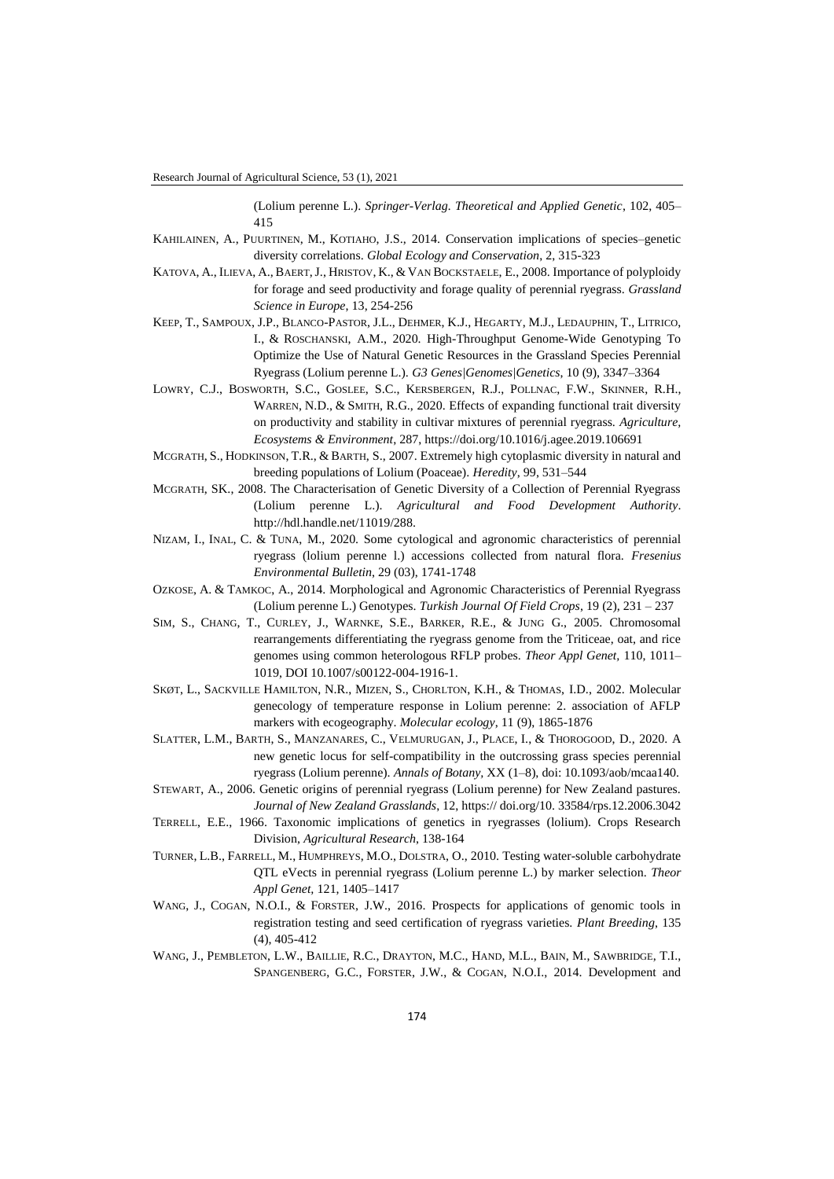(Lolium perenne L.). *Springer-Verlag. Theoretical and Applied Genetic*, 102, 405–415

KAHILAINEN, A., PUURTINEN, M., KOTIAHO, J.S., 2014. Conservation implications of species–genetic diversity correlations. *Global Ecology and Conservation*, 2, 315-323

KATOVA, A., ILIEVA, A., BAERT, J., HRISTOV, K., & VAN BOCKSTAELE, E., 2008. Importance of polyploidy for forage and seed productivity and forage quality of perennial ryegrass. *Grassland Science in Europe*, 13, 254-256

KEEP, T., SAMPOUX, J.P., BLANCO-PASTOR, J.L., DEHMER, K.J., HEGARTY, M.J., LEDAUPHIN, T., LITRICO, I., & ROSCHANSKI, A.M., 2020. High-Throughput Genome-Wide Genotyping To Optimize the Use of Natural Genetic Resources in the Grassland Species Perennial Ryegrass (Lolium perenne L.). *G3 Genes|Genomes|Genetics*, 10 (9), 3347–3364

LOWRY, C.J., BOSWORTH, S.C., GOSLEE, S.C., KERSBERGEN, R.J., POLLNAC, F.W., SKINNER, R.H., WARREN, N.D., & SMITH, R.G., 2020. Effects of expanding functional trait diversity on productivity and stability in cultivar mixtures of perennial ryegrass. *Agriculture, Ecosystems & Environment*, 287, https://doi.org/10.1016/j.agee.2019.106691

MCGRATH, S., HODKINSON, T.R., & BARTH, S., 2007. Extremely high cytoplasmic diversity in natural and breeding populations of Lolium (Poaceae). *Heredity*, 99, 531–544

MCGRATH, SK., 2008. The Characterisation of Genetic Diversity of a Collection of Perennial Ryegrass (Lolium perenne L.). *Agricultural and Food Development Authority*. http://hdl.handle.net/11019/288.

NIZAM, I., INAL, C. & TUNA, M., 2020. Some cytological and agronomic characteristics of perennial ryegrass (lolium perenne l.) accessions collected from natural flora. *Fresenius Environmental Bulletin*, 29 (03), 1741-1748

OZKOSE, A. & TAMKOC, A., 2014. Morphological and Agronomic Characteristics of Perennial Ryegrass (Lolium perenne L.) Genotypes. *Turkish Journal Of Field Crops*, 19 (2), 231 – 237

SIM, S., CHANG, T., CURLEY, J., WARNKE, S.E., BARKER, R.E., & JUNG G., 2005. Chromosomal rearrangements differentiating the ryegrass genome from the Triticeae, oat, and rice genomes using common heterologous RFLP probes. *Theor Appl Genet*, 110, 1011–1019, DOI 10.1007/s00122-004-1916-1.

SKØT, L., SACKVILLE HAMILTON, N.R., MIZEN, S., CHORLTON, K.H., & THOMAS, I.D., 2002. Molecular genecology of temperature response in Lolium perenne: 2. association of AFLP markers with ecogeography. *Molecular ecology*, 11 (9), 1865-1876

SLATTER, L.M., BARTH, S., MANZANARES, C., VELMURUGAN, J., PLACE, I., & THOROGOOD, D., 2020. A new genetic locus for self-compatibility in the outcrossing grass species perennial ryegrass (Lolium perenne). *Annals of Botany*, XX (1–8), doi: 10.1093/aob/mcaa140.

STEWART, A., 2006. Genetic origins of perennial ryegrass (Lolium perenne) for New Zealand pastures. *Journal of New Zealand Grasslands*, 12, https:// doi.org/10. 33584/rps.12.2006.3042

TERRELL, E.E., 1966. Taxonomic implications of genetics in ryegrasses (lolium). Crops Research Division, *Agricultural Research*, 138-164

TURNER, L.B., FARRELL, M., HUMPHREYS, M.O., DOLSTRA, O., 2010. Testing water-soluble carbohydrate QTL eVects in perennial ryegrass (Lolium perenne L.) by marker selection. *Theor Appl Genet*, 121, 1405–1417

WANG, J., COGAN, N.O.I., & FORSTER, J.W., 2016. Prospects for applications of genomic tools in registration testing and seed certification of ryegrass varieties. *Plant Breeding*, 135 (4), 405-412

WANG, J., PEMBLETON, L.W., BAILLIE, R.C., DRAYTON, M.C., HAND, M.L., BAIN, M., SAWBRIDGE, T.I., SPANGENBERG, G.C., FORSTER, J.W., & COGAN, N.O.I., 2014. Development and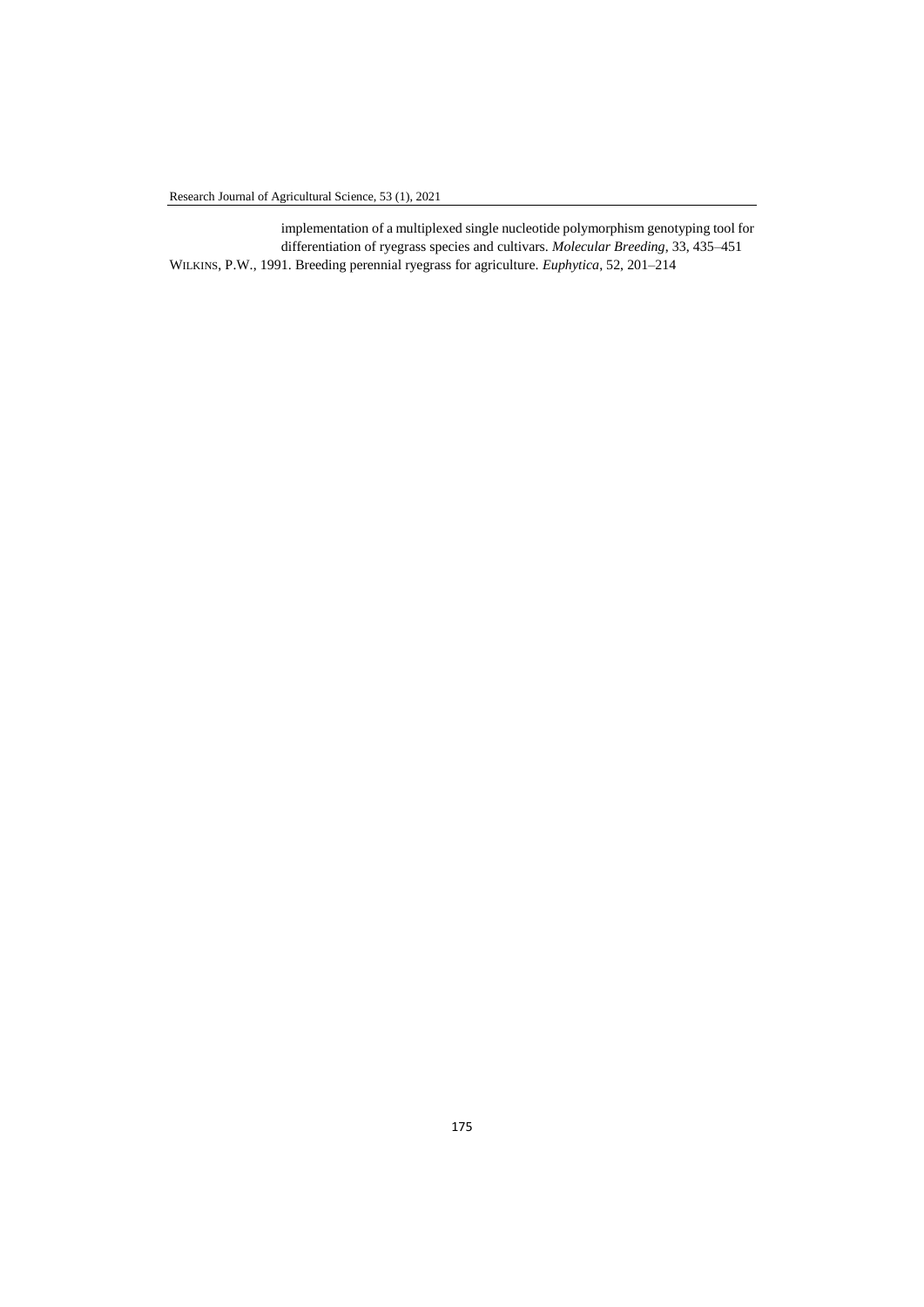implementation of a multiplexed single nucleotide polymorphism genotyping tool for differentiation of ryegrass species and cultivars. *Molecular Breeding*, 33, 435–451

WILKINS, P.W., 1991. Breeding perennial ryegrass for agriculture. *Euphytica*, 52, 201–214